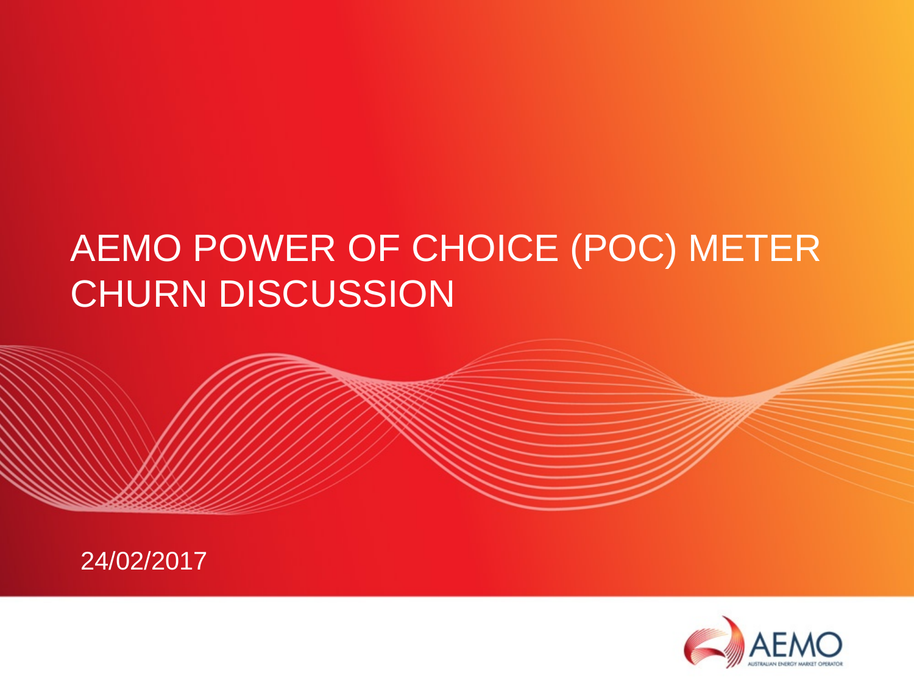# AEMO POWER OF CHOICE (POC) METER CHURN DISCUSSION

24/02/2017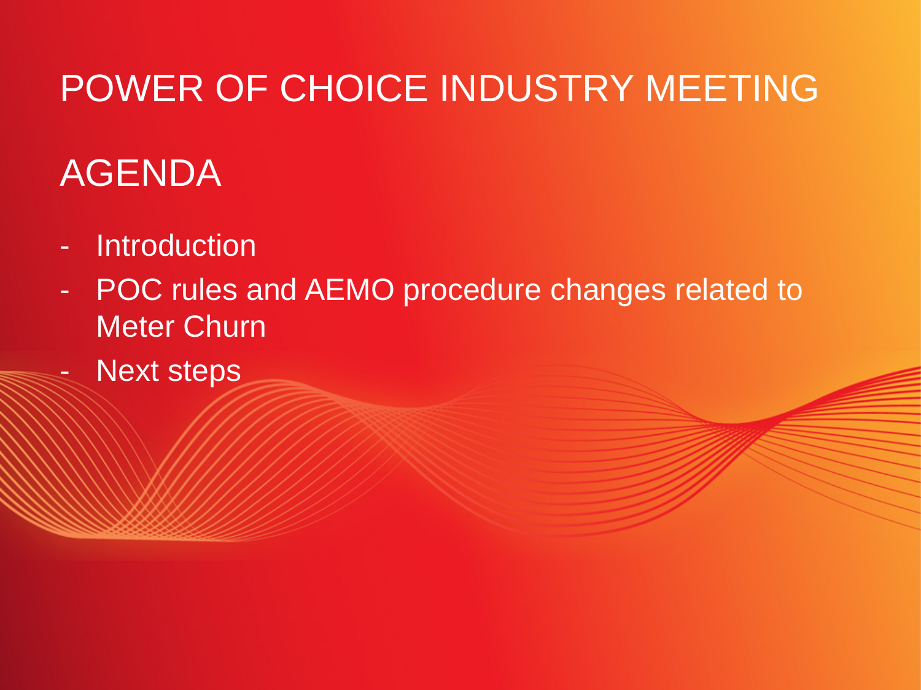# POWER OF CHOICE INDUSTRY MEETING

## AGENDA

- Introduction
- POC rules and AEMO procedure changes related to Meter Churn
- Next steps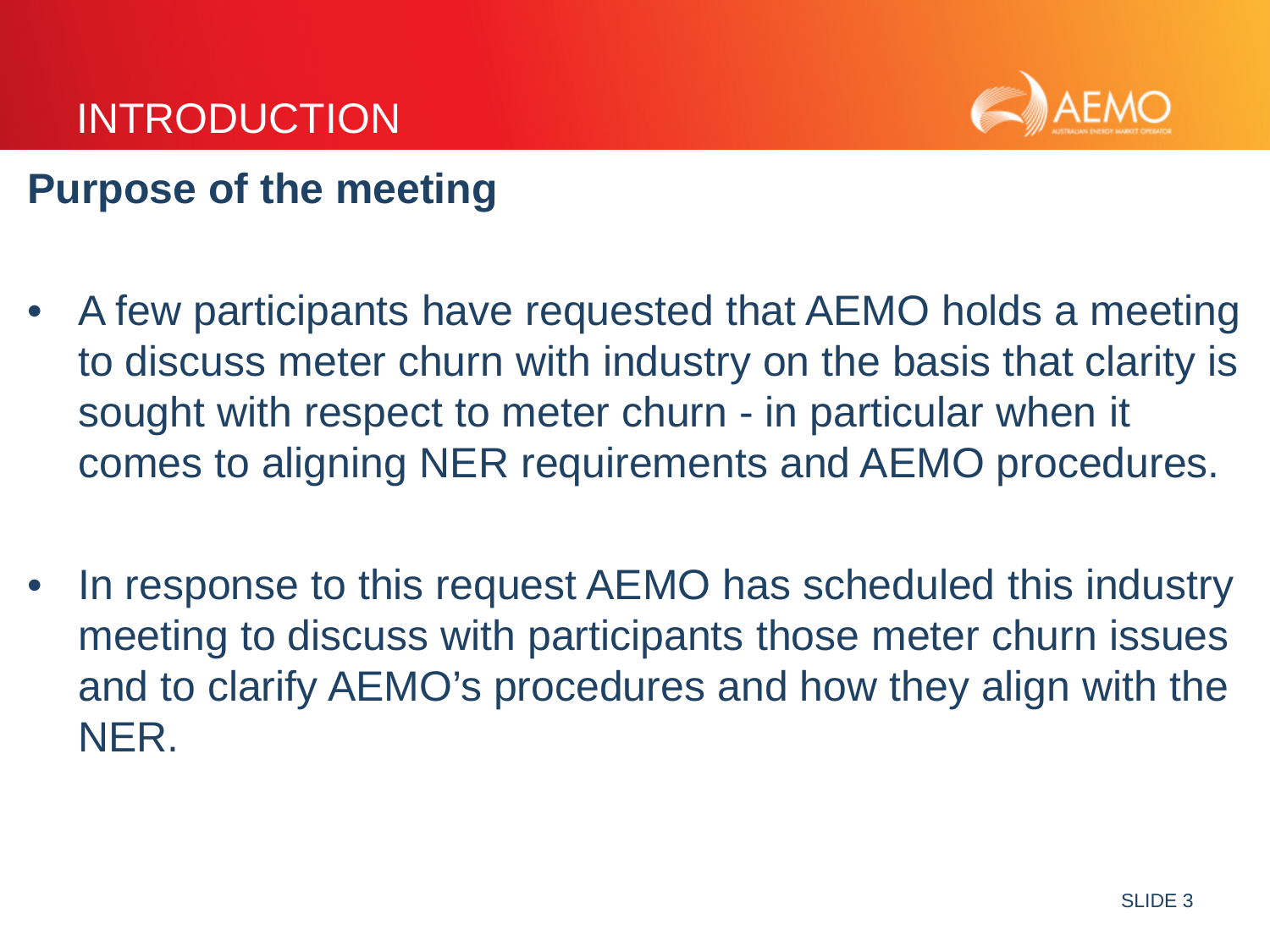# INTRODUCTION

## Purpose of the meeting

- A few participants have requested that AEMO holds a meeting to discuss meter churn with industry on the basis that clarity is sought with respect to meter churn - in particular when it comes to aligning NER requirements and AEMO procedures.

- In response to this request AEMO has scheduled this industry meeting to discuss with participants those meter churn issues and to clarify AEMO's procedures and how they align with the NER.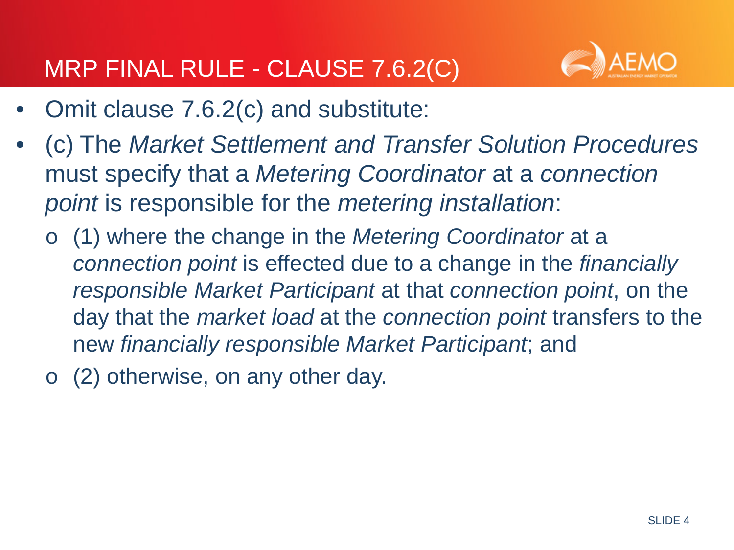# MRP FINAL RULE - CLAUSE 7.6.2(C)

- Omit clause 7.6.2(c) and substitute:
- (c) The *Market Settlement and Transfer Solution Procedures* must specify that a *Metering Coordinator* at a *connection point* is responsible for the *metering installation*:
  - (1) where the change in the *Metering Coordinator* at a *connection point* is effected due to a change in the *financially responsible Market Participant* at that *connection point*, on the day that the *market load* at the *connection point* transfers to the new *financially responsible Market Participant*; and
  - (2) otherwise, on any other day.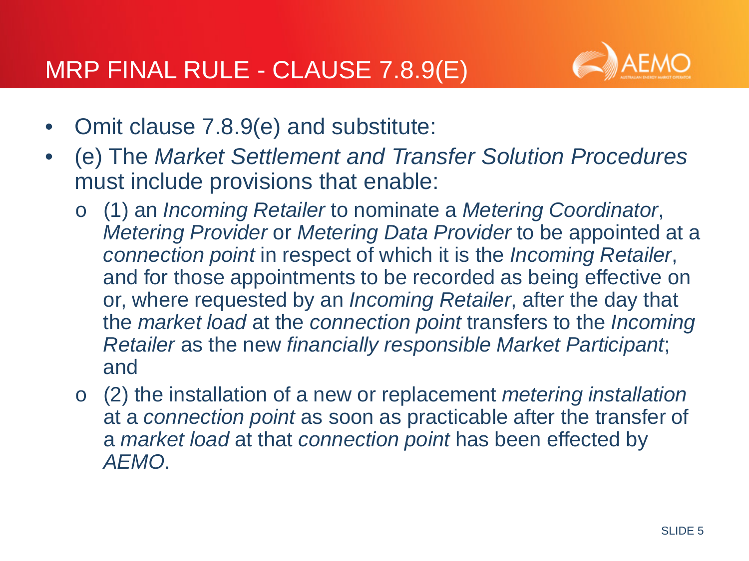# MRP FINAL RULE - CLAUSE 7.8.9(E)

- Omit clause 7.8.9(e) and substitute:
- (e) The *Market Settlement and Transfer Solution Procedures* must include provisions that enable:
  - (1) an *Incoming Retailer* to nominate a *Metering Coordinator*, *Metering Provider* or *Metering Data Provider* to be appointed at a *connection point* in respect of which it is the *Incoming Retailer*, and for those appointments to be recorded as being effective on or, where requested by an *Incoming Retailer*, after the day that the *market load* at the *connection point* transfers to the *Incoming Retailer* as the new *financially responsible Market Participant*; and
  - (2) the installation of a new or replacement *metering installation* at a *connection point* as soon as practicable after the transfer of a *market load* at that *connection point* has been effected by *AEMO*.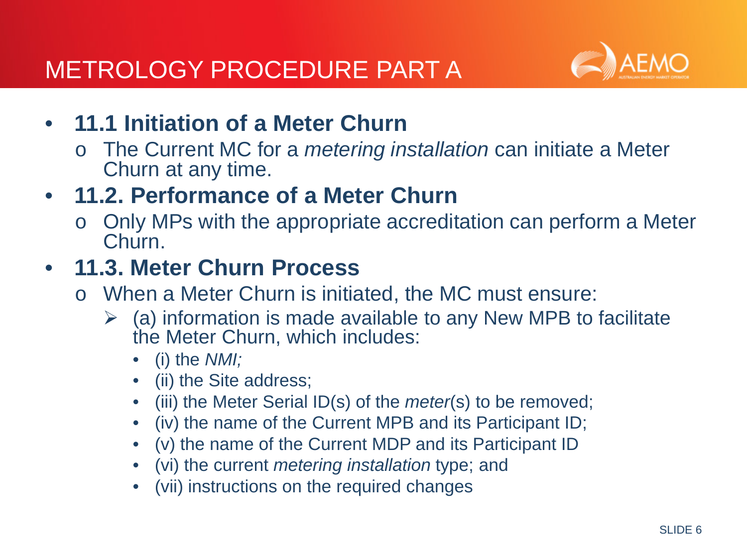# METROLOGY PROCEDURE PART A

- **11.1 Initiation of a Meter Churn**
  - The Current MC for a *metering installation* can initiate a Meter Churn at any time.
- **11.2. Performance of a Meter Churn**
  - Only MPs with the appropriate accreditation can perform a Meter Churn.
- **11.3. Meter Churn Process**
  - When a Meter Churn is initiated, the MC must ensure:
    - (a) information is made available to any New MPB to facilitate the Meter Churn, which includes:
      - (i) the *NMI;*
      - (ii) the Site address;
      - (iii) the Meter Serial ID(s) of the *meter*(s) to be removed;
      - (iv) the name of the Current MPB and its Participant ID;
      - (v) the name of the Current MDP and its Participant ID
      - (vi) the current *metering installation* type; and
      - (vii) instructions on the required changes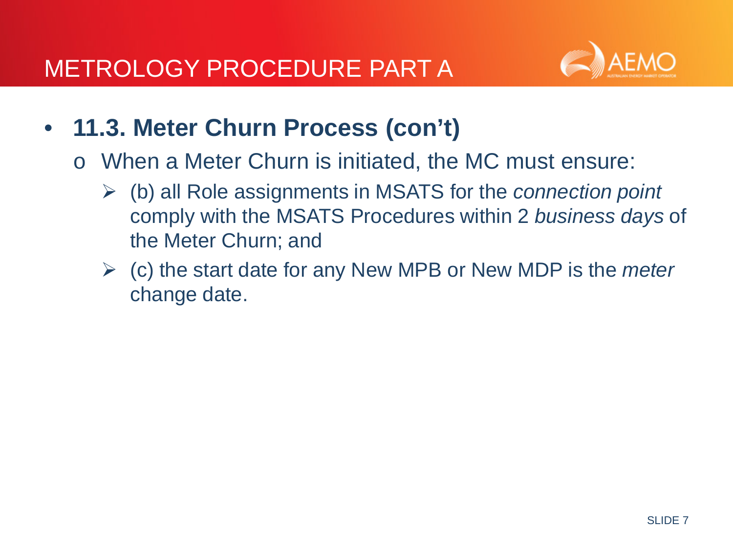# METROLOGY PROCEDURE PART A

- **11.3. Meter Churn Process (con't)**
  - When a Meter Churn is initiated, the MC must ensure:
    - (b) all Role assignments in MSATS for the *connection point* comply with the MSATS Procedures within 2 *business days* of the Meter Churn; and
    - (c) the start date for any New MPB or New MDP is the *meter* change date.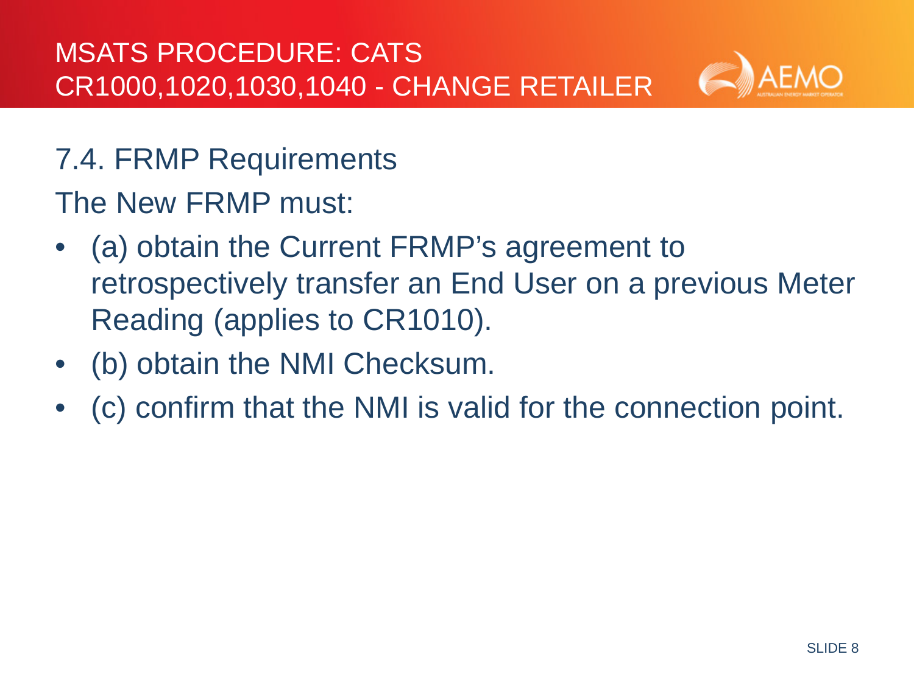# MSATS PROCEDURE: CATS CR1000,1020,1030,1040 - CHANGE RETAILER

## 7.4. FRMP Requirements

The New FRMP must:

- (a) obtain the Current FRMP's agreement to retrospectively transfer an End User on a previous Meter Reading (applies to CR1010).
- (b) obtain the NMI Checksum.
- (c) confirm that the NMI is valid for the connection point.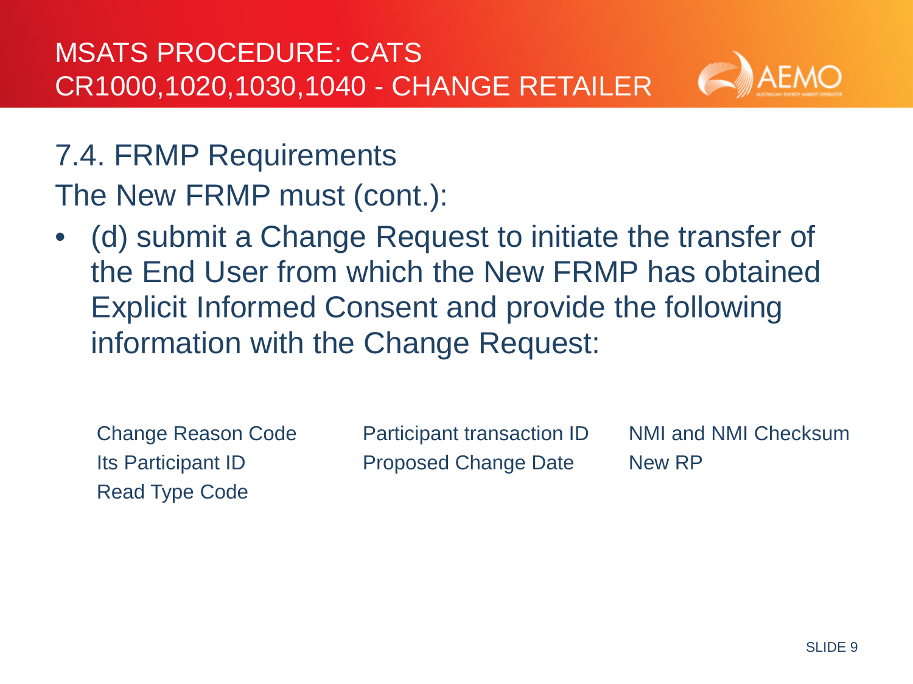# MSATS PROCEDURE: CATS CR1000,1020,1030,1040 - CHANGE RETAILER

## 7.4. FRMP Requirements

The New FRMP must (cont.):

- (d) submit a Change Request to initiate the transfer of the End User from which the New FRMP has obtained Explicit Informed Consent and provide the following information with the Change Request:

  - Change Reason Code
  - Its Participant ID
  - Read Type Code
  - Participant transaction ID
  - Proposed Change Date
  - NMI and NMI Checksum
  - New RP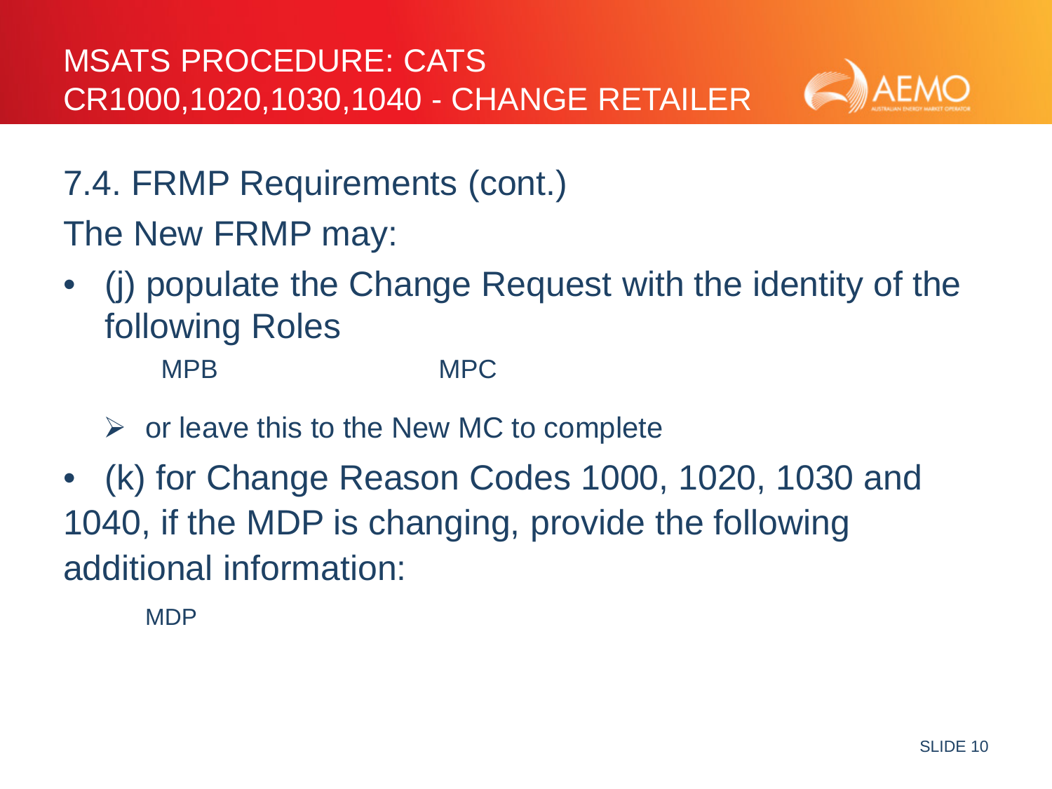# MSATS PROCEDURE: CATS CR1000,1020,1030,1040 - CHANGE RETAILER

## 7.4. FRMP Requirements (cont.)

The New FRMP may:

- (j) populate the Change Request with the identity of the following Roles

  MPB MPC

  - or leave this to the New MC to complete

- (k) for Change Reason Codes 1000, 1020, 1030 and 1040, if the MDP is changing, provide the following additional information:

  MDP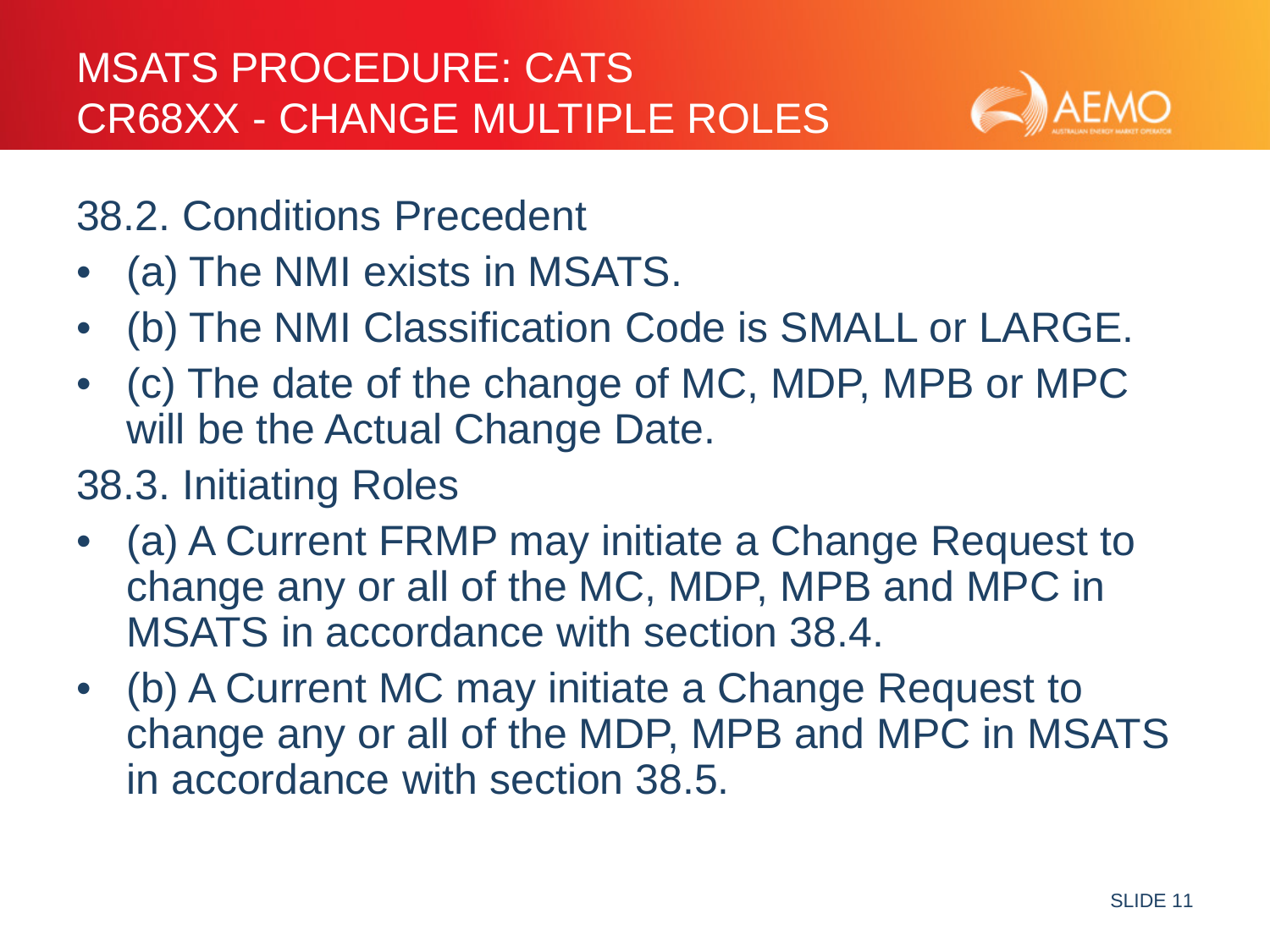# MSATS PROCEDURE: CATS CR68XX - CHANGE MULTIPLE ROLES

## 38.2. Conditions Precedent

- (a) The NMI exists in MSATS.
- (b) The NMI Classification Code is SMALL or LARGE.
- (c) The date of the change of MC, MDP, MPB or MPC will be the Actual Change Date.

## 38.3. Initiating Roles

- (a) A Current FRMP may initiate a Change Request to change any or all of the MC, MDP, MPB and MPC in MSATS in accordance with section 38.4.
- (b) A Current MC may initiate a Change Request to change any or all of the MDP, MPB and MPC in MSATS in accordance with section 38.5.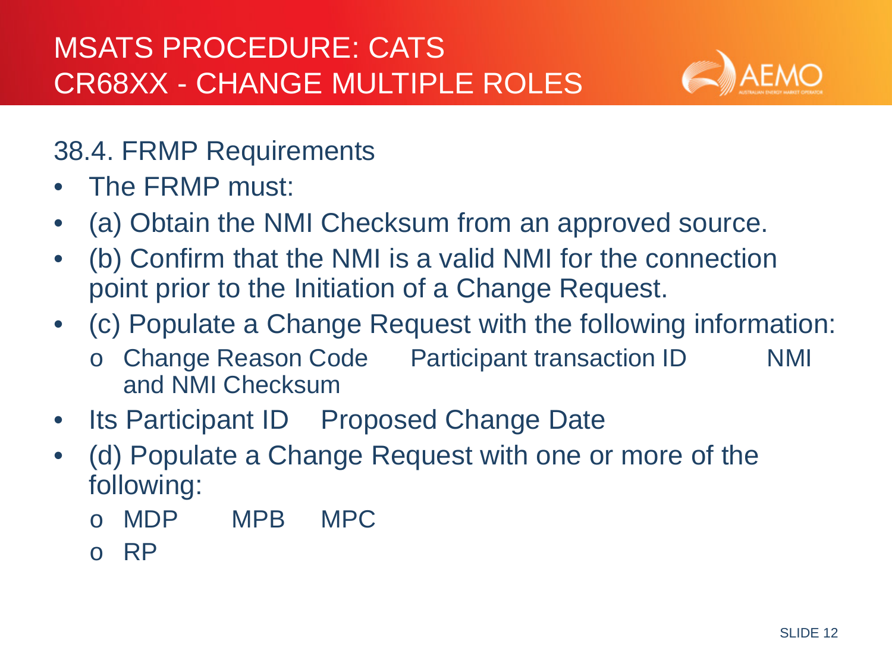# MSATS PROCEDURE: CATS CR68XX - CHANGE MULTIPLE ROLES

## 38.4. FRMP Requirements

- The FRMP must:
- (a) Obtain the NMI Checksum from an approved source.
- (b) Confirm that the NMI is a valid NMI for the connection point prior to the Initiation of a Change Request.
- (c) Populate a Change Request with the following information:
  - Change Reason Code Participant transaction ID NMI and NMI Checksum
- Its Participant ID Proposed Change Date
- (d) Populate a Change Request with one or more of the following:
  - MDP MPB MPC
  - RP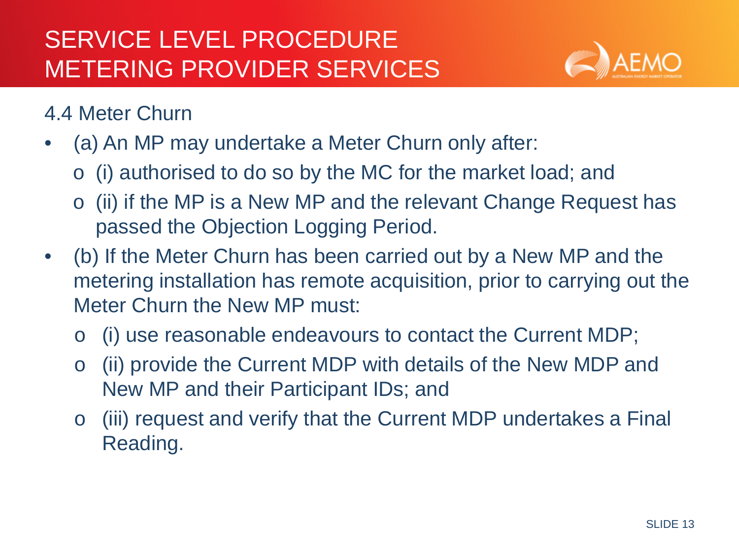# SERVICE LEVEL PROCEDURE METERING PROVIDER SERVICES

## 4.4 Meter Churn

- (a) An MP may undertake a Meter Churn only after:
  - (i) authorised to do so by the MC for the market load; and
  - (ii) if the MP is a New MP and the relevant Change Request has passed the Objection Logging Period.
- (b) If the Meter Churn has been carried out by a New MP and the metering installation has remote acquisition, prior to carrying out the Meter Churn the New MP must:
  - (i) use reasonable endeavours to contact the Current MDP;
  - (ii) provide the Current MDP with details of the New MDP and New MP and their Participant IDs; and
  - (iii) request and verify that the Current MDP undertakes a Final Reading.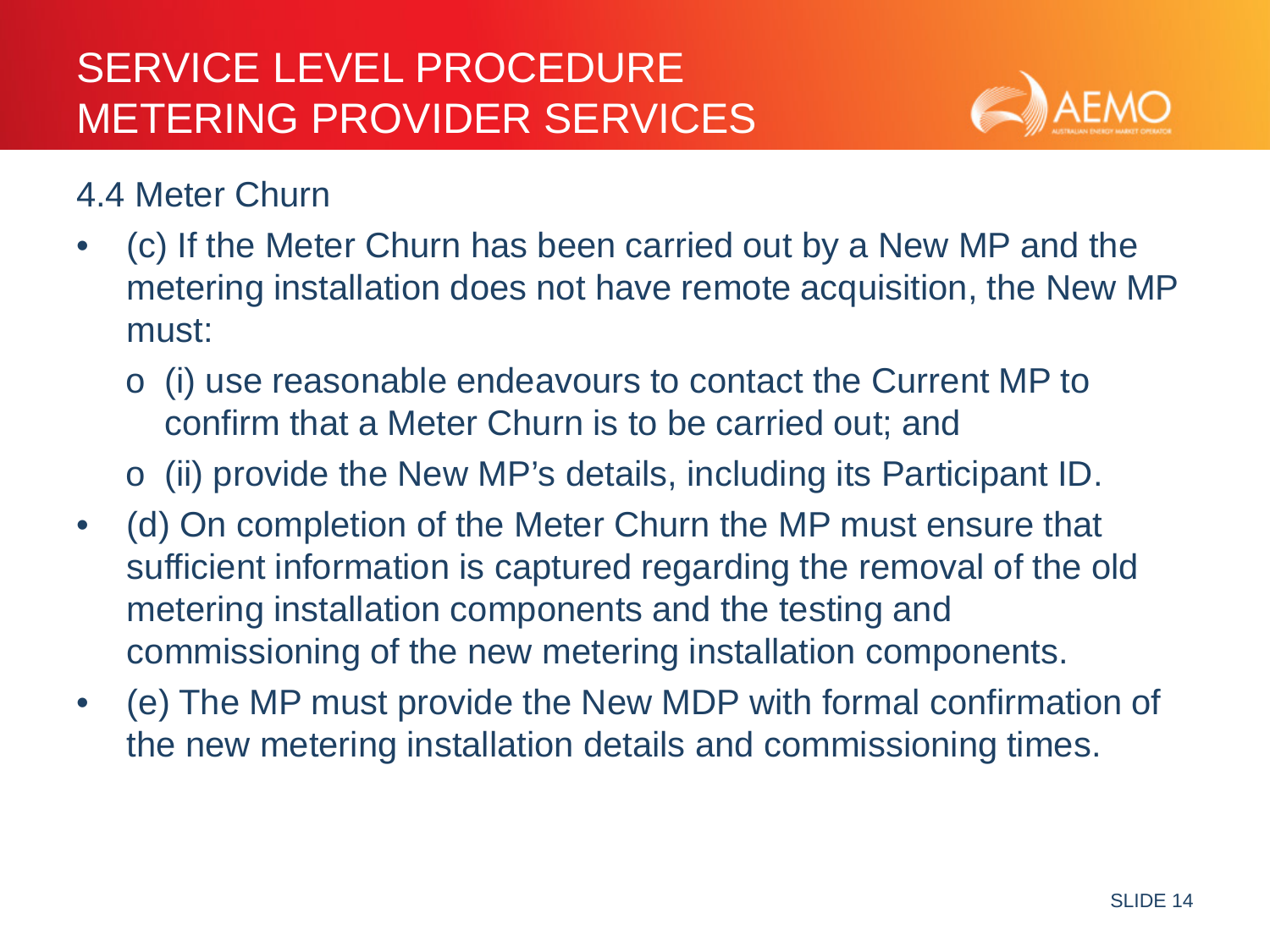# SERVICE LEVEL PROCEDURE METERING PROVIDER SERVICES

## 4.4 Meter Churn

- (c) If the Meter Churn has been carried out by a New MP and the metering installation does not have remote acquisition, the New MP must:
  - (i) use reasonable endeavours to contact the Current MP to confirm that a Meter Churn is to be carried out; and
  - (ii) provide the New MP's details, including its Participant ID.
- (d) On completion of the Meter Churn the MP must ensure that sufficient information is captured regarding the removal of the old metering installation components and the testing and commissioning of the new metering installation components.
- (e) The MP must provide the New MDP with formal confirmation of the new metering installation details and commissioning times.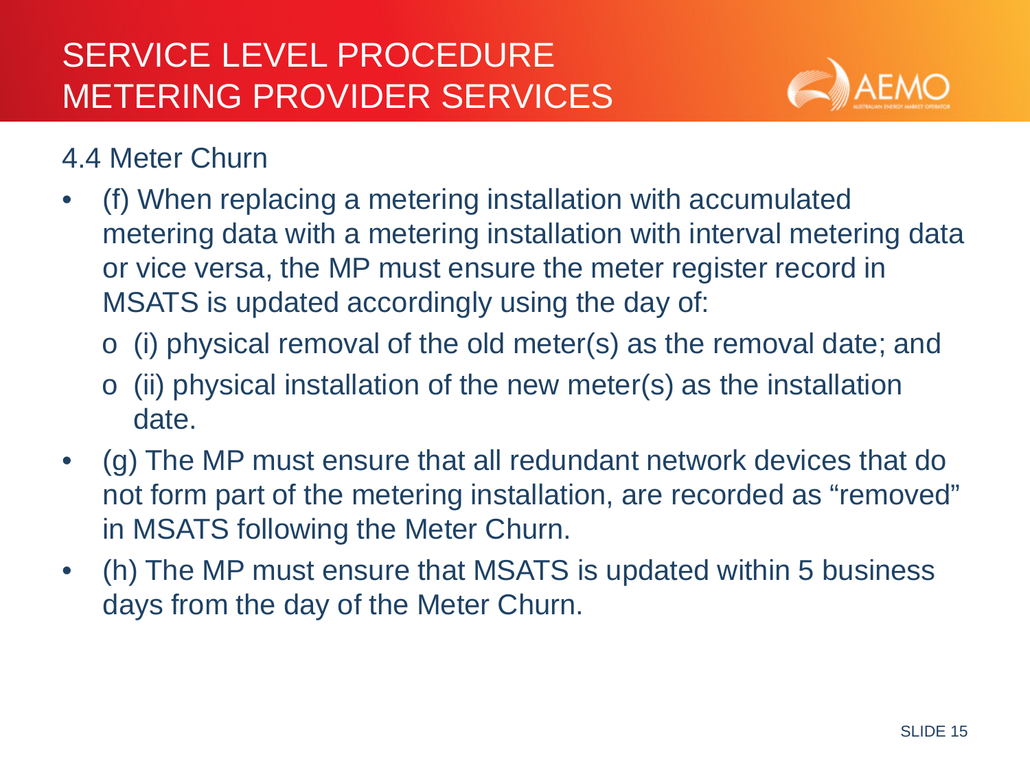# SERVICE LEVEL PROCEDURE METERING PROVIDER SERVICES

## 4.4 Meter Churn

- (f) When replacing a metering installation with accumulated metering data with a metering installation with interval metering data or vice versa, the MP must ensure the meter register record in MSATS is updated accordingly using the day of:
  - (i) physical removal of the old meter(s) as the removal date; and
  - (ii) physical installation of the new meter(s) as the installation date.
- (g) The MP must ensure that all redundant network devices that do not form part of the metering installation, are recorded as "removed" in MSATS following the Meter Churn.
- (h) The MP must ensure that MSATS is updated within 5 business days from the day of the Meter Churn.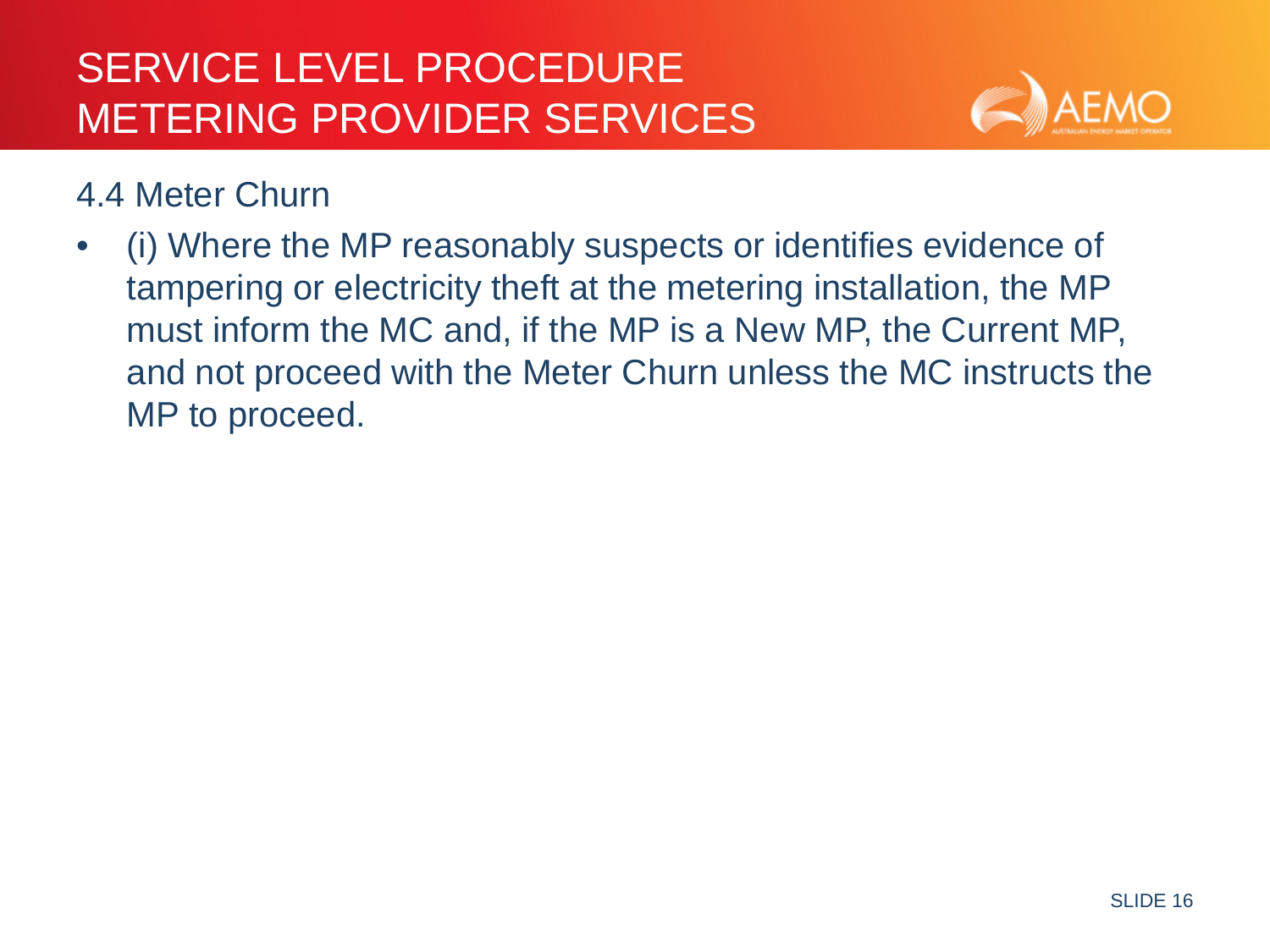# SERVICE LEVEL PROCEDURE METERING PROVIDER SERVICES

## 4.4 Meter Churn

- (i) Where the MP reasonably suspects or identifies evidence of tampering or electricity theft at the metering installation, the MP must inform the MC and, if the MP is a New MP, the Current MP, and not proceed with the Meter Churn unless the MC instructs the MP to proceed.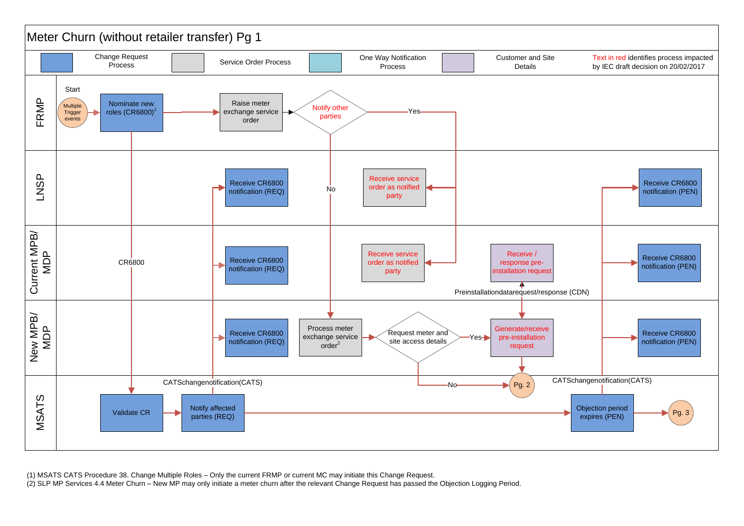# Meter Churn (without retailer transfer) Pg 1

| Legend | |
|---|---|
| Change Request Process | Blue |
| Service Order Process | Grey |
| One Way Notification Process | Light blue |
| Customer and Site Details | Lilac |

Text in red identifies process impacted by IEC draft decision on 20/02/2017

**FRMP**
- Start: Multiple Trigger events
- Nominate new roles (CR6800)[1]
- Raise meter exchange service order
- Notify other parties (decision) — Yes / No

**LNSP**
- Receive CR6800 notification (REQ)
- Receive service order as notified party
- Receive CR6800 notification (PEN)

**Current MPB/MDP**
- CR6800
- Receive CR6800 notification (REQ)
- Receive service order as notified party
- Receive / response pre-installation request
- Preinstallationdatarequest/response (CDN)
- Receive CR6800 notification (PEN)

**New MPB/MDP**
- Receive CR6800 notification (REQ)
- Process meter exchange service order[2]
- Request meter and site access details (decision) — Yes / No
- Generate/receive pre-installation request
- Receive CR6800 notification (PEN)

**MSATS**
- Validate CR
- Notify affected parties (REQ)
- CATSchangenotification(CATS)
- Pg. 2
- Objection period expires (PEN)
- CATSchangenotification(CATS)
- Pg. 3

(1) MSATS CATS Procedure 38. Change Multiple Roles – Only the current FRMP or current MC may initiate this Change Request.
(2) SLP MP Services 4.4 Meter Churn – New MP may only initiate a meter churn after the relevant Change Request has passed the Objection Logging Period.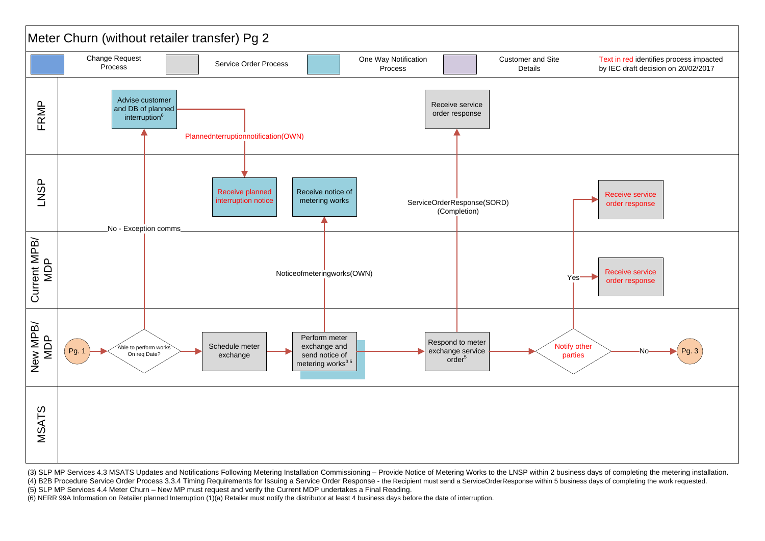# Meter Churn (without retailer transfer) Pg 2

| Legend | |
|---|---|
| Change Request Process | |
| Service Order Process | |
| One Way Notification Process | |
| Customer and Site Details | |
| Text in red identifies process impacted by IEC draft decision on 20/02/2017 | |

**FRMP**
- Advise customer and DB of planned interruption[6]
- Receive service order response

**LNSP**
- Receive planned interruption notice
- Receive notice of metering works
- Receive service order response

**Current MPB/MDP**
- Receive service order response

**New MPB/MDP**
- Pg. 1
- Able to perform works On req Date?
  - No - Exception comms → Advise customer and DB of planned interruption[6]
- Schedule meter exchange
- Perform meter exchange and send notice of metering works[3 5]
  - Noticeofmeteringworks(OWN) → Receive notice of metering works
- Respond to meter exchange service order[5]
  - ServiceOrderResponse(SORD) (Completion) → Receive service order response (FRMP)
- Notify other parties
  - Yes → Receive service order response (LNSP); Receive service order response (Current MPB/MDP)
  - No → Pg. 3

**MSATS**

PlannedInterruptionnotification(OWN): Advise customer and DB of planned interruption → Receive planned interruption notice

(3) SLP MP Services 4.3 MSATS Updates and Notifications Following Metering Installation Commissioning – Provide Notice of Metering Works to the LNSP within 2 business days of completing the metering installation.
(4) B2B Procedure Service Order Process 3.3.4 Timing Requirements for Issuing a Service Order Response - the Recipient must send a ServiceOrderResponse within 5 business days of completing the work requested.
(5) SLP MP Services 4.4 Meter Churn – New MP must request and verify the Current MDP undertakes a Final Reading.
(6) NERR 99A Information on Retailer planned Interruption (1)(a) Retailer must notify the distributor at least 4 business days before the date of interruption.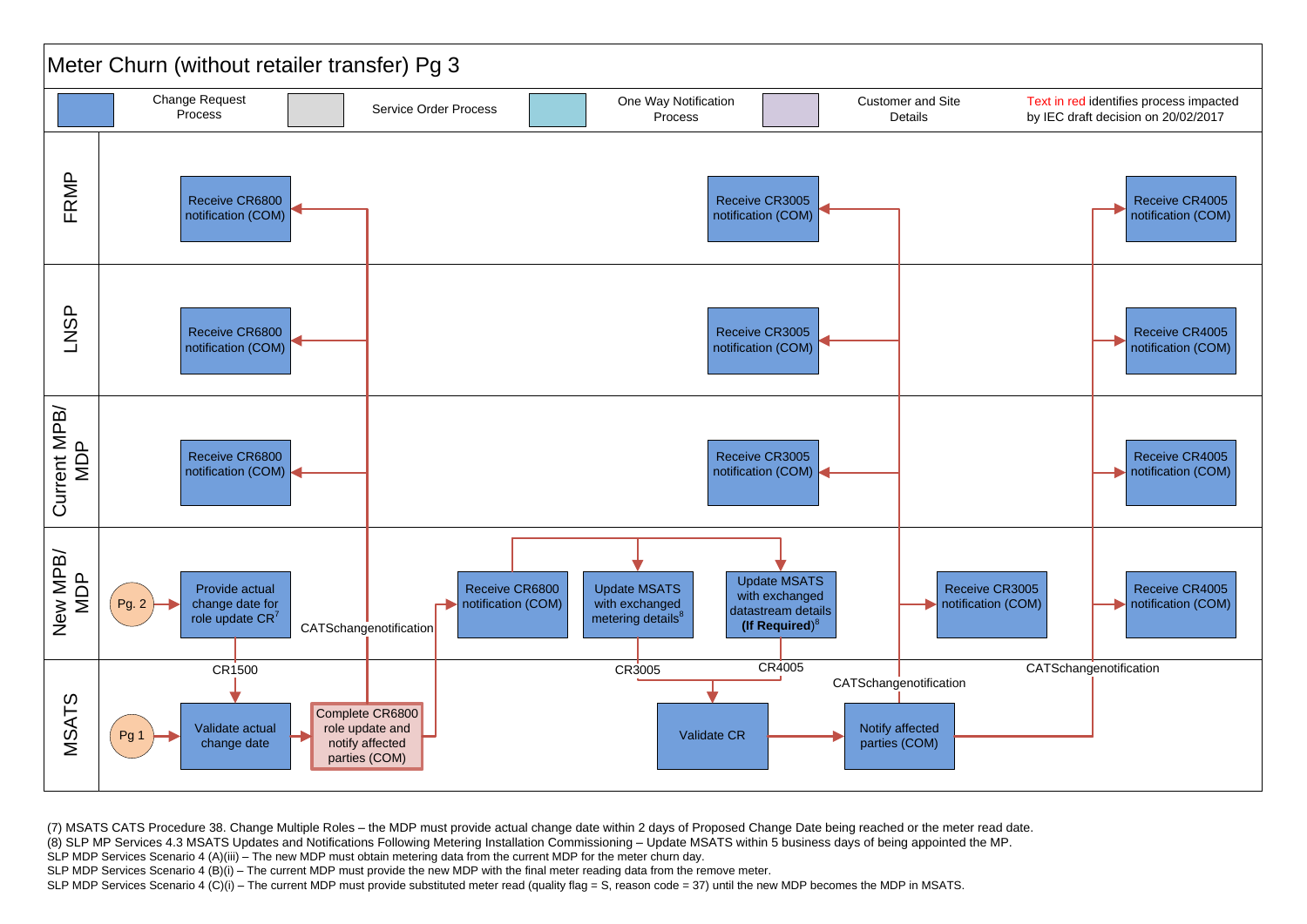# Meter Churn (without retailer transfer) Pg 3

Change Request Process | Service Order Process | One Way Notification Process | Customer and Site Details | Text in red identifies process impacted by IEC draft decision on 20/02/2017

FRMP
Receive CR6800 notification (COM)
Receive CR3005 notification (COM)
Receive CR4005 notification (COM)

LNSP
Receive CR6800 notification (COM)
Receive CR3005 notification (COM)
Receive CR4005 notification (COM)

Current MPB/ MDP
Receive CR6800 notification (COM)
Receive CR3005 notification (COM)
Receive CR4005 notification (COM)

New MPB/ MDP
Pg. 2
Provide actual change date for role update CR[7]
CATSchangenotification
Receive CR6800 notification (COM)
Update MSATS with exchanged metering details[8]
Update MSATS with exchanged datastream details **(If Required)**[8]
Receive CR3005 notification (COM)
Receive CR4005 notification (COM)

MSATS
CR1500
Pg 1
Validate actual change date
Complete CR6800 role update and notify affected parties (COM)
CR3005
CR4005
Validate CR
CATSchangenotification
Notify affected parties (COM)
CATSchangenotification

(7) MSATS CATS Procedure 38. Change Multiple Roles – the MDP must provide actual change date within 2 days of Proposed Change Date being reached or the meter read date.
(8) SLP MP Services 4.3 MSATS Updates and Notifications Following Metering Installation Commissioning – Update MSATS within 5 business days of being appointed the MP.
SLP MDP Services Scenario 4 (A)(iii) – The new MDP must obtain metering data from the current MDP for the meter churn day.
SLP MDP Services Scenario 4 (B)(i) – The current MDP must provide the new MDP with the final meter reading data from the remove meter.
SLP MDP Services Scenario 4 (C)(i) – The current MDP must provide substituted meter read (quality flag = S, reason code = 37) until the new MDP becomes the MDP in MSATS.